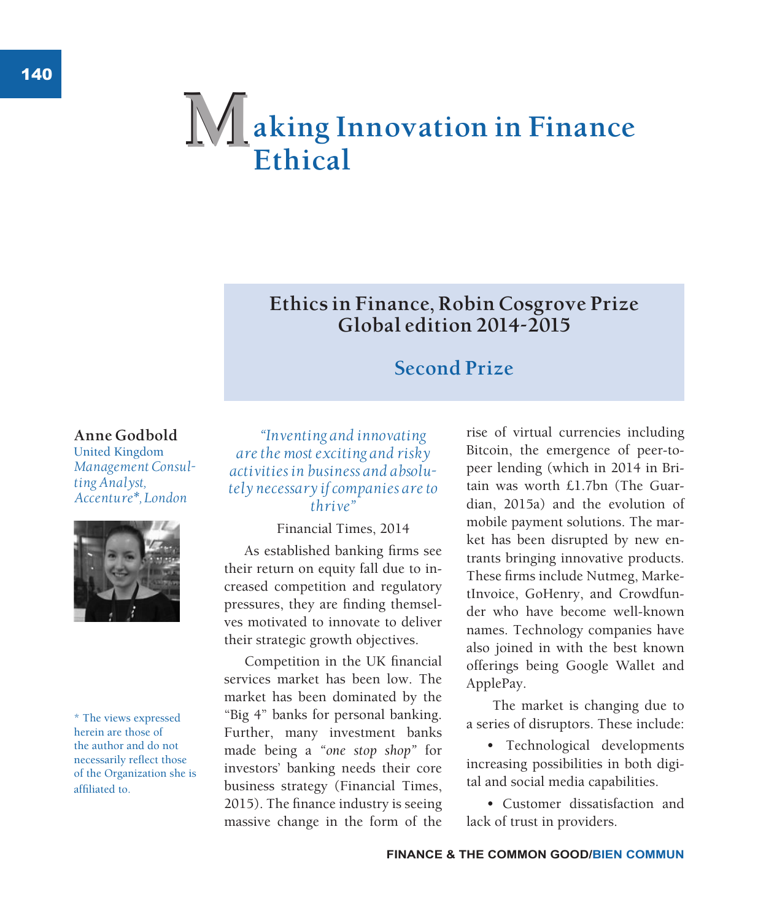# Making Innovation in Finance Ethical

## Ethics in Finance, Robin Cosgrove Prize Global edition 2014-2015

### Second Prize

**Anne Godbold**
United Kingdom
*Management Consulting Analyst, Accenture*, London*

* The views expressed herein are those of the author and do not necessarily reflect those of the Organization she is affiliated to.

*"Inventing and innovating are the most exciting and risky activities in business and absolutely necessary if companies are to thrive"*

Financial Times, 2014

As established banking firms see their return on equity fall due to increased competition and regulatory pressures, they are finding themselves motivated to innovate to deliver their strategic growth objectives.

Competition in the UK financial services market has been low. The market has been dominated by the "Big 4" banks for personal banking. Further, many investment banks made being a *"one stop shop"* for investors' banking needs their core business strategy (Financial Times, 2015). The finance industry is seeing massive change in the form of the rise of virtual currencies including Bitcoin, the emergence of peer-to-peer lending (which in 2014 in Britain was worth £1.7bn (The Guardian, 2015a) and the evolution of mobile payment solutions. The market has been disrupted by new entrants bringing innovative products. These firms include Nutmeg, MarketInvoice, GoHenry, and Crowdfunder who have become well-known names. Technology companies have also joined in with the best known offerings being Google Wallet and ApplePay.

The market is changing due to a series of disruptors. These include:

- Technological developments increasing possibilities in both digital and social media capabilities.
- Customer dissatisfaction and lack of trust in providers.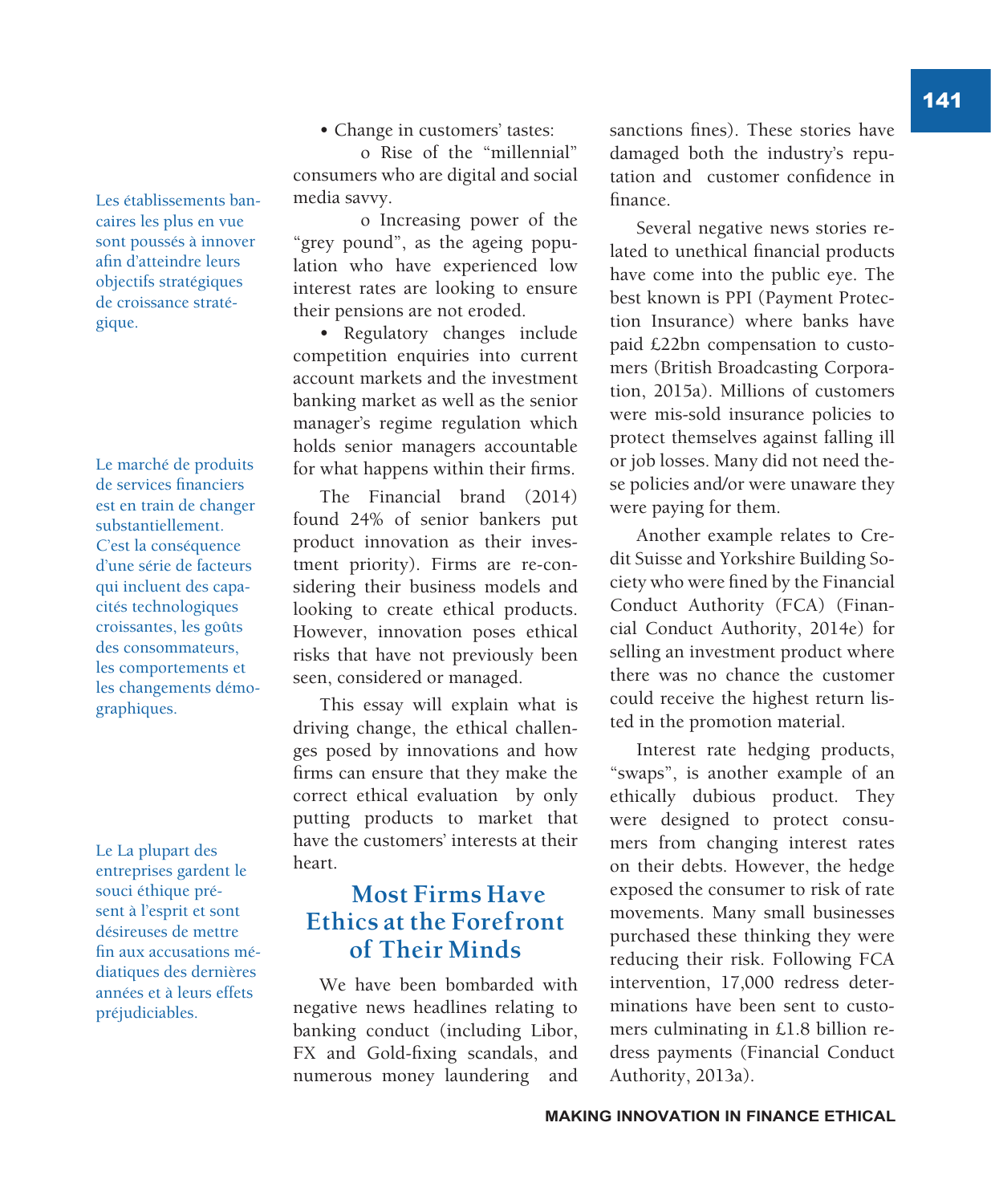Les établissements bancaires les plus en vue sont poussés à innover afin d'atteindre leurs objectifs stratégiques de croissance stratégique.

Le marché de produits de services financiers est en train de changer substantiellement. C'est la conséquence d'une série de facteurs qui incluent des capacités technologiques croissantes, les goûts des consommateurs, les comportements et les changements démographiques.

Le La plupart des entreprises gardent le souci éthique présent à l'esprit et sont désireuses de mettre fin aux accusations médiatiques des dernières années et à leurs effets préjudiciables.

- Change in customers' tastes:
  - Rise of the "millennial" consumers who are digital and social media savvy.
  - Increasing power of the "grey pound", as the ageing population who have experienced low interest rates are looking to ensure their pensions are not eroded.
- Regulatory changes include competition enquiries into current account markets and the investment banking market as well as the senior manager's regime regulation which holds senior managers accountable for what happens within their firms.

The Financial brand (2014) found 24% of senior bankers put product innovation as their investment priority). Firms are re-considering their business models and looking to create ethical products. However, innovation poses ethical risks that have not previously been seen, considered or managed.

This essay will explain what is driving change, the ethical challenges posed by innovations and how firms can ensure that they make the correct ethical evaluation by only putting products to market that have the customers' interests at their heart.

## Most Firms Have Ethics at the Forefront of Their Minds

We have been bombarded with negative news headlines relating to banking conduct (including Libor, FX and Gold-fixing scandals, and numerous money laundering and sanctions fines). These stories have damaged both the industry's reputation and customer confidence in finance.

Several negative news stories related to unethical financial products have come into the public eye. The best known is PPI (Payment Protection Insurance) where banks have paid £22bn compensation to customers (British Broadcasting Corporation, 2015a). Millions of customers were mis-sold insurance policies to protect themselves against falling ill or job losses. Many did not need these policies and/or were unaware they were paying for them.

Another example relates to Credit Suisse and Yorkshire Building Society who were fined by the Financial Conduct Authority (FCA) (Financial Conduct Authority, 2014e) for selling an investment product where there was no chance the customer could receive the highest return listed in the promotion material.

Interest rate hedging products, "swaps", is another example of an ethically dubious product. They were designed to protect consumers from changing interest rates on their debts. However, the hedge exposed the consumer to risk of rate movements. Many small businesses purchased these thinking they were reducing their risk. Following FCA intervention, 17,000 redress determinations have been sent to customers culminating in £1.8 billion redress payments (Financial Conduct Authority, 2013a).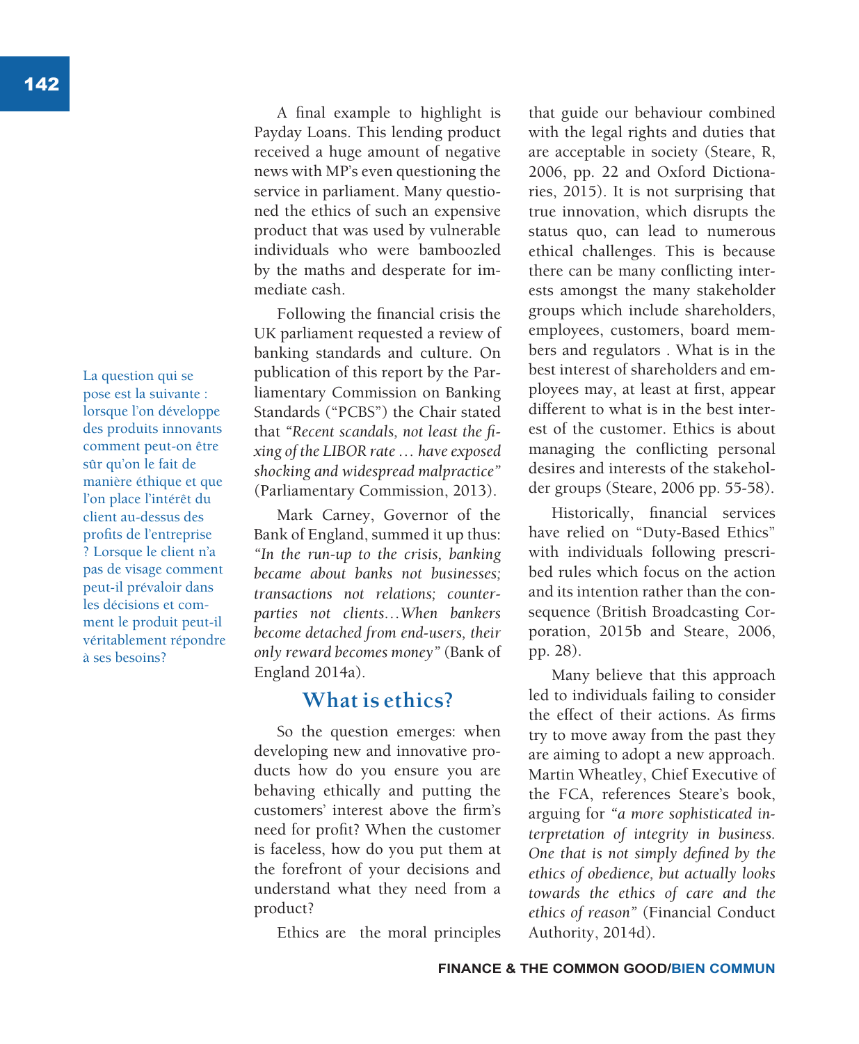A final example to highlight is Payday Loans. This lending product received a huge amount of negative news with MP's even questioning the service in parliament. Many questioned the ethics of such an expensive product that was used by vulnerable individuals who were bamboozled by the maths and desperate for immediate cash.

Following the financial crisis the UK parliament requested a review of banking standards and culture. On publication of this report by the Parliamentary Commission on Banking Standards ("PCBS") the Chair stated that *"Recent scandals, not least the fixing of the LIBOR rate … have exposed shocking and widespread malpractice"* (Parliamentary Commission, 2013).

Mark Carney, Governor of the Bank of England, summed it up thus: *"In the run-up to the crisis, banking became about banks not businesses; transactions not relations; counterparties not clients…When bankers become detached from end-users, their only reward becomes money"* (Bank of England 2014a).

La question qui se pose est la suivante : lorsque l'on développe des produits innovants comment peut-on être sûr qu'on le fait de manière éthique et que l'on place l'intérêt du client au-dessus des profits de l'entreprise ? Lorsque le client n'a pas de visage comment peut-il prévaloir dans les décisions et comment le produit peut-il véritablement répondre à ses besoins?

## What is ethics?

So the question emerges: when developing new and innovative products how do you ensure you are behaving ethically and putting the customers' interest above the firm's need for profit? When the customer is faceless, how do you put them at the forefront of your decisions and understand what they need from a product?

Ethics are the moral principles that guide our behaviour combined with the legal rights and duties that are acceptable in society (Steare, R, 2006, pp. 22 and Oxford Dictionaries, 2015). It is not surprising that true innovation, which disrupts the status quo, can lead to numerous ethical challenges. This is because there can be many conflicting interests amongst the many stakeholder groups which include shareholders, employees, customers, board members and regulators . What is in the best interest of shareholders and employees may, at least at first, appear different to what is in the best interest of the customer. Ethics is about managing the conflicting personal desires and interests of the stakeholder groups (Steare, 2006 pp. 55-58).

Historically, financial services have relied on "Duty-Based Ethics" with individuals following prescribed rules which focus on the action and its intention rather than the consequence (British Broadcasting Corporation, 2015b and Steare, 2006, pp. 28).

Many believe that this approach led to individuals failing to consider the effect of their actions. As firms try to move away from the past they are aiming to adopt a new approach. Martin Wheatley, Chief Executive of the FCA, references Steare's book, arguing for *"a more sophisticated interpretation of integrity in business. One that is not simply defined by the ethics of obedience, but actually looks towards the ethics of care and the ethics of reason"* (Financial Conduct Authority, 2014d).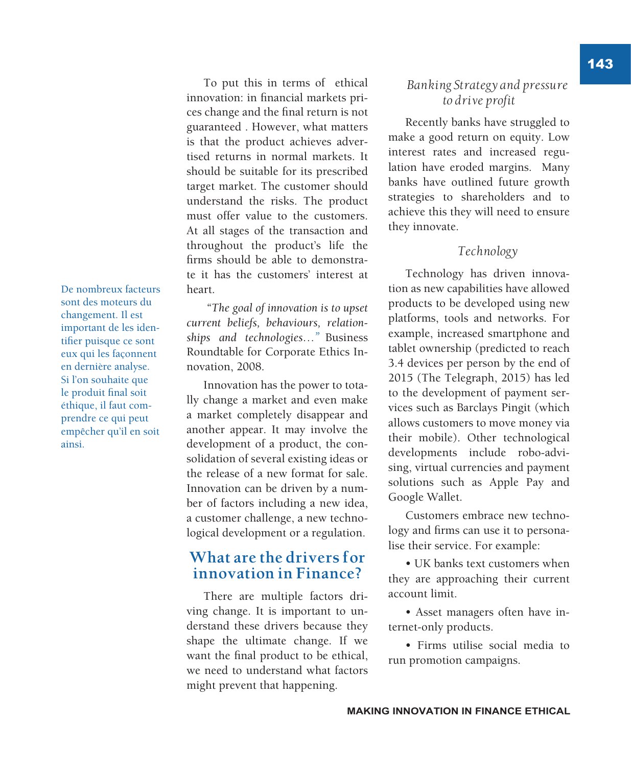To put this in terms of ethical innovation: in financial markets prices change and the final return is not guaranteed . However, what matters is that the product achieves advertised returns in normal markets. It should be suitable for its prescribed target market. The customer should understand the risks. The product must offer value to the customers. At all stages of the transaction and throughout the product's life the firms should be able to demonstrate it has the customers' interest at heart.

*"The goal of innovation is to upset current beliefs, behaviours, relationships and technologies…"* Business Roundtable for Corporate Ethics Innovation, 2008.

Innovation has the power to totally change a market and even make a market completely disappear and another appear. It may involve the development of a product, the consolidation of several existing ideas or the release of a new format for sale. Innovation can be driven by a number of factors including a new idea, a customer challenge, a new technological development or a regulation.

## What are the drivers for innovation in Finance?

De nombreux facteurs sont des moteurs du changement. Il est important de les identifier puisque ce sont eux qui les façonnent en dernière analyse. Si l'on souhaite que le produit final soit éthique, il faut comprendre ce qui peut empêcher qu'il en soit ainsi.

There are multiple factors driving change. It is important to understand these drivers because they shape the ultimate change. If we want the final product to be ethical, we need to understand what factors might prevent that happening.

### *Banking Strategy and pressure to drive profit*

Recently banks have struggled to make a good return on equity. Low interest rates and increased regulation have eroded margins. Many banks have outlined future growth strategies to shareholders and to achieve this they will need to ensure they innovate.

### *Technology*

Technology has driven innovation as new capabilities have allowed products to be developed using new platforms, tools and networks. For example, increased smartphone and tablet ownership (predicted to reach 3.4 devices per person by the end of 2015 (The Telegraph, 2015) has led to the development of payment services such as Barclays Pingit (which allows customers to move money via their mobile). Other technological developments include robo-advising, virtual currencies and payment solutions such as Apple Pay and Google Wallet.

Customers embrace new technology and firms can use it to personalise their service. For example:

- UK banks text customers when they are approaching their current account limit.
- Asset managers often have internet-only products.
- Firms utilise social media to run promotion campaigns.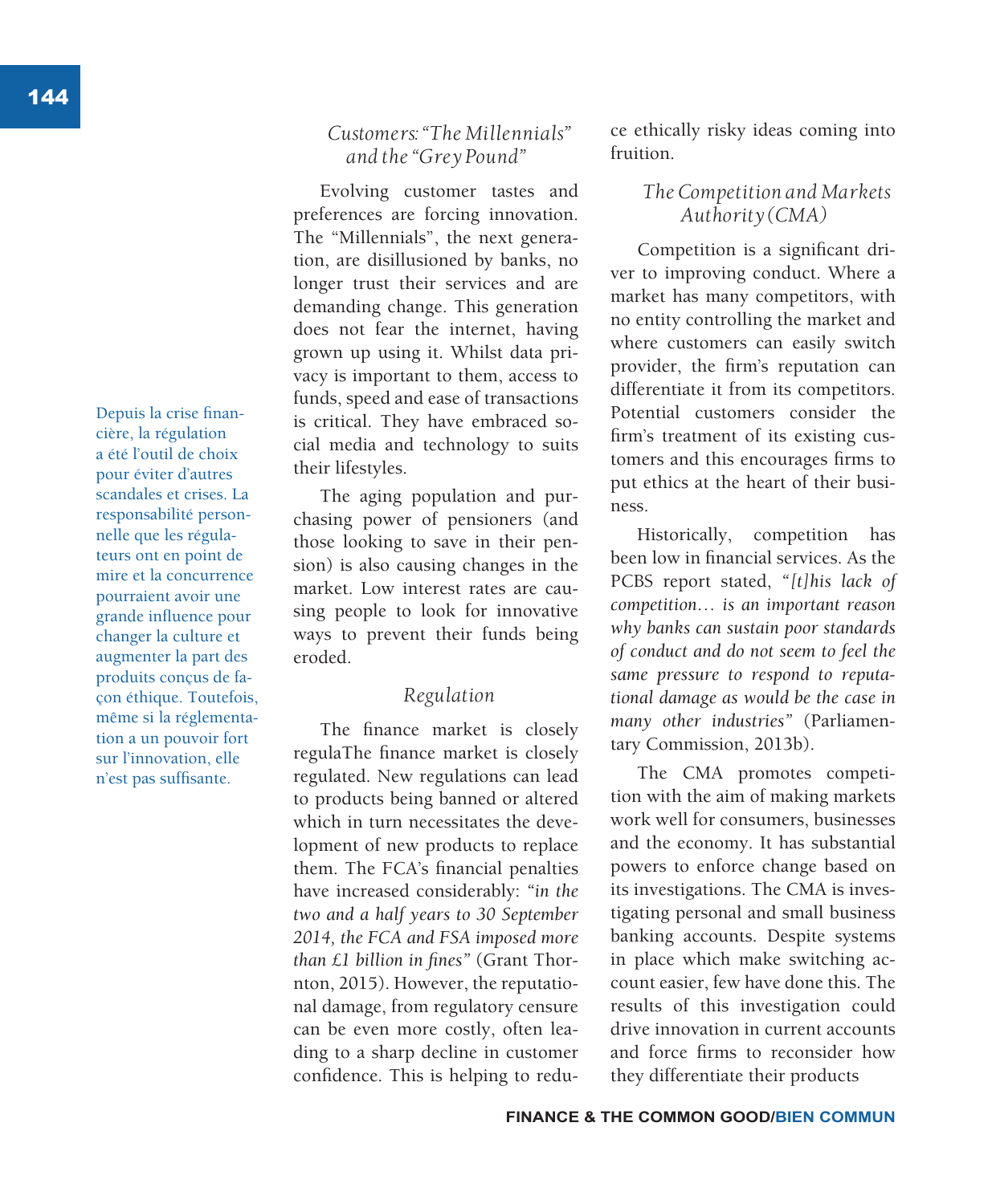Depuis la crise financière, la régulation a été l'outil de choix pour éviter d'autres scandales et crises. La responsabilité personnelle que les régulateurs ont en point de mire et la concurrence pourraient avoir une grande influence pour changer la culture et augmenter la part des produits conçus de façon éthique. Toutefois, même si la réglementation a un pouvoir fort sur l'innovation, elle n'est pas suffisante.

### *Customers: "The Millennials" and the "Grey Pound"*

Evolving customer tastes and preferences are forcing innovation. The "Millennials", the next generation, are disillusioned by banks, no longer trust their services and are demanding change. This generation does not fear the internet, having grown up using it. Whilst data privacy is important to them, access to funds, speed and ease of transactions is critical. They have embraced social media and technology to suits their lifestyles.

The aging population and purchasing power of pensioners (and those looking to save in their pension) is also causing changes in the market. Low interest rates are causing people to look for innovative ways to prevent their funds being eroded.

### *Regulation*

The finance market is closely regulaThe finance market is closely regulated. New regulations can lead to products being banned or altered which in turn necessitates the development of new products to replace them. The FCA's financial penalties have increased considerably: *"in the two and a half years to 30 September 2014, the FCA and FSA imposed more than £1 billion in fines"* (Grant Thornton, 2015). However, the reputational damage, from regulatory censure can be even more costly, often leading to a sharp decline in customer confidence. This is helping to reduce ethically risky ideas coming into fruition.

### *The Competition and Markets Authority (CMA)*

Competition is a significant driver to improving conduct. Where a market has many competitors, with no entity controlling the market and where customers can easily switch provider, the firm's reputation can differentiate it from its competitors. Potential customers consider the firm's treatment of its existing customers and this encourages firms to put ethics at the heart of their business.

Historically, competition has been low in financial services. As the PCBS report stated, *"[t]his lack of competition… is an important reason why banks can sustain poor standards of conduct and do not seem to feel the same pressure to respond to reputational damage as would be the case in many other industries"* (Parliamentary Commission, 2013b).

The CMA promotes competition with the aim of making markets work well for consumers, businesses and the economy. It has substantial powers to enforce change based on its investigations. The CMA is investigating personal and small business banking accounts. Despite systems in place which make switching account easier, few have done this. The results of this investigation could drive innovation in current accounts and force firms to reconsider how they differentiate their products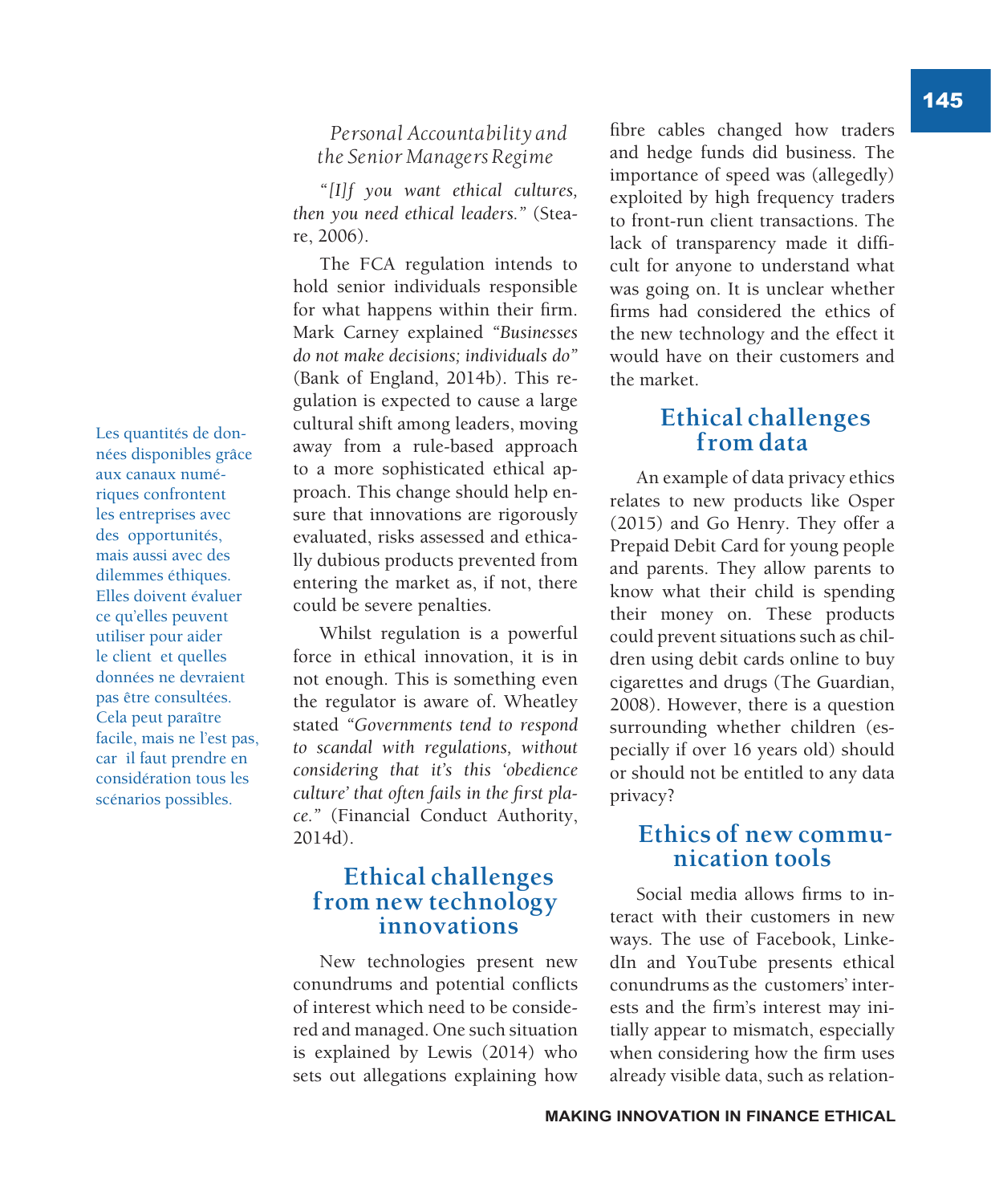Les quantités de données disponibles grâce aux canaux numériques confrontent les entreprises avec des opportunités, mais aussi avec des dilemmes éthiques. Elles doivent évaluer ce qu'elles peuvent utiliser pour aider le client et quelles données ne devraient pas être consultées. Cela peut paraître facile, mais ne l'est pas, car il faut prendre en considération tous les scénarios possibles.

### *Personal Accountability and the Senior Managers Regime*

*"[I]f you want ethical cultures, then you need ethical leaders."* (Steare, 2006).

The FCA regulation intends to hold senior individuals responsible for what happens within their firm. Mark Carney explained *"Businesses do not make decisions; individuals do"* (Bank of England, 2014b). This regulation is expected to cause a large cultural shift among leaders, moving away from a rule-based approach to a more sophisticated ethical approach. This change should help ensure that innovations are rigorously evaluated, risks assessed and ethically dubious products prevented from entering the market as, if not, there could be severe penalties.

Whilst regulation is a powerful force in ethical innovation, it is in not enough. This is something even the regulator is aware of. Wheatley stated *"Governments tend to respond to scandal with regulations, without considering that it's this 'obedience culture' that often fails in the first place."* (Financial Conduct Authority, 2014d).

## Ethical challenges from new technology innovations

New technologies present new conundrums and potential conflicts of interest which need to be considered and managed. One such situation is explained by Lewis (2014) who sets out allegations explaining how fibre cables changed how traders and hedge funds did business. The importance of speed was (allegedly) exploited by high frequency traders to front-run client transactions. The lack of transparency made it difficult for anyone to understand what was going on. It is unclear whether firms had considered the ethics of the new technology and the effect it would have on their customers and the market.

## Ethical challenges from data

An example of data privacy ethics relates to new products like Osper (2015) and Go Henry. They offer a Prepaid Debit Card for young people and parents. They allow parents to know what their child is spending their money on. These products could prevent situations such as children using debit cards online to buy cigarettes and drugs (The Guardian, 2008). However, there is a question surrounding whether children (especially if over 16 years old) should or should not be entitled to any data privacy?

## Ethics of new communication tools

Social media allows firms to interact with their customers in new ways. The use of Facebook, LinkedIn and YouTube presents ethical conundrums as the customers' interests and the firm's interest may initially appear to mismatch, especially when considering how the firm uses already visible data, such as relation-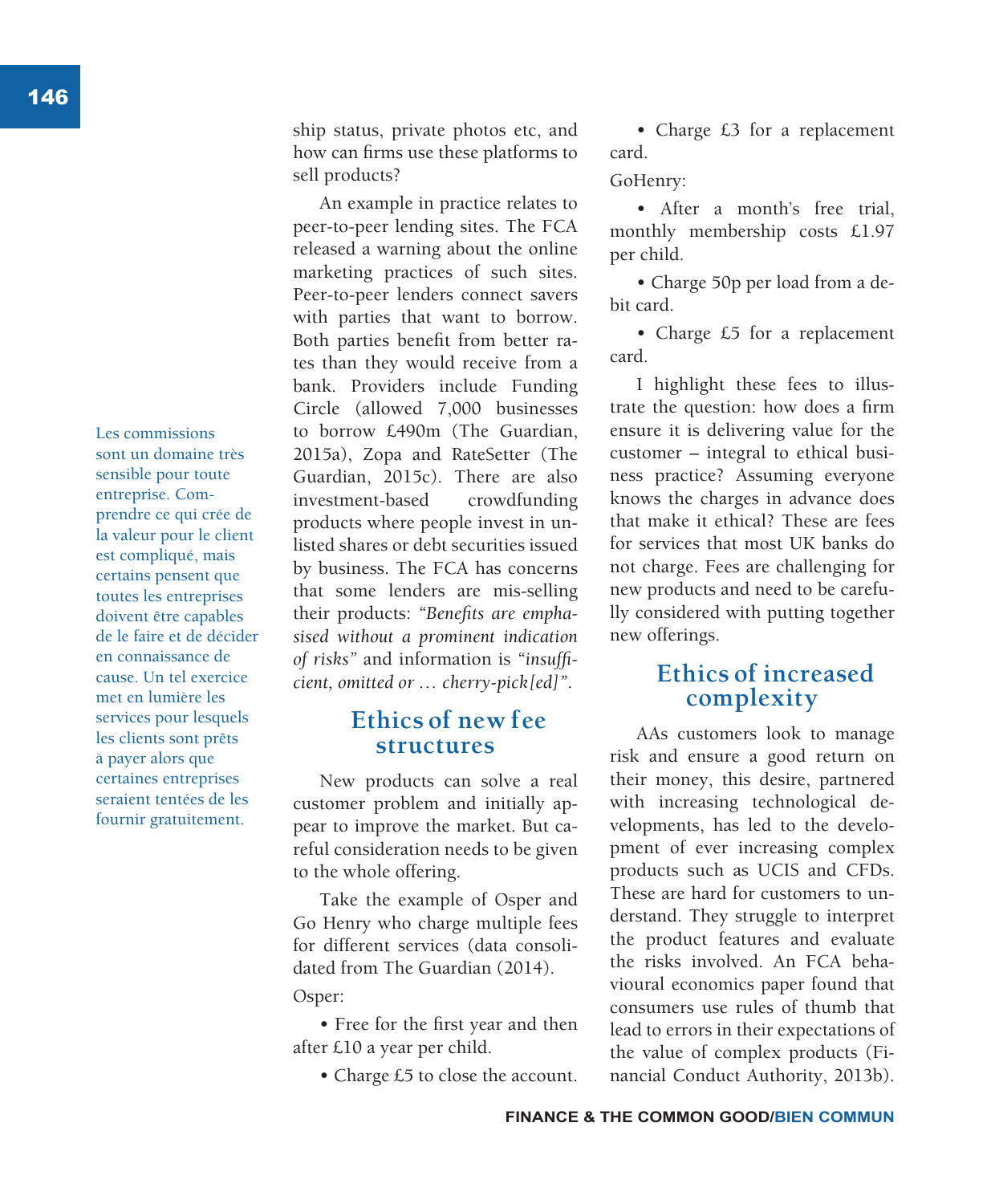ship status, private photos etc, and how can firms use these platforms to sell products?

An example in practice relates to peer-to-peer lending sites. The FCA released a warning about the online marketing practices of such sites. Peer-to-peer lenders connect savers with parties that want to borrow. Both parties benefit from better rates than they would receive from a bank. Providers include Funding Circle (allowed 7,000 businesses to borrow £490m (The Guardian, 2015a), Zopa and RateSetter (The Guardian, 2015c). There are also investment-based crowdfunding products where people invest in unlisted shares or debt securities issued by business. The FCA has concerns that some lenders are mis-selling their products: *"Benefits are emphasised without a prominent indication of risks"* and information is *"insufficient, omitted or … cherry-pick[ed]"*.

Les commissions sont un domaine très sensible pour toute entreprise. Comprendre ce qui crée de la valeur pour le client est compliqué, mais certains pensent que toutes les entreprises doivent être capables de le faire et de décider en connaissance de cause. Un tel exercice met en lumière les services pour lesquels les clients sont prêts à payer alors que certaines entreprises seraient tentées de les fournir gratuitement.

## Ethics of new fee structures

New products can solve a real customer problem and initially appear to improve the market. But careful consideration needs to be given to the whole offering.

Take the example of Osper and Go Henry who charge multiple fees for different services (data consolidated from The Guardian (2014).

Osper:

- Free for the first year and then after £10 a year per child.
- Charge £5 to close the account.
- Charge £3 for a replacement card.

GoHenry:

- After a month's free trial, monthly membership costs £1.97 per child.
- Charge 50p per load from a debit card.
- Charge £5 for a replacement card.

I highlight these fees to illustrate the question: how does a firm ensure it is delivering value for the customer – integral to ethical business practice? Assuming everyone knows the charges in advance does that make it ethical? These are fees for services that most UK banks do not charge. Fees are challenging for new products and need to be carefully considered with putting together new offerings.

## Ethics of increased complexity

AAs customers look to manage risk and ensure a good return on their money, this desire, partnered with increasing technological developments, has led to the development of ever increasing complex products such as UCIS and CFDs. These are hard for customers to understand. They struggle to interpret the product features and evaluate the risks involved. An FCA behavioural economics paper found that consumers use rules of thumb that lead to errors in their expectations of the value of complex products (Financial Conduct Authority, 2013b).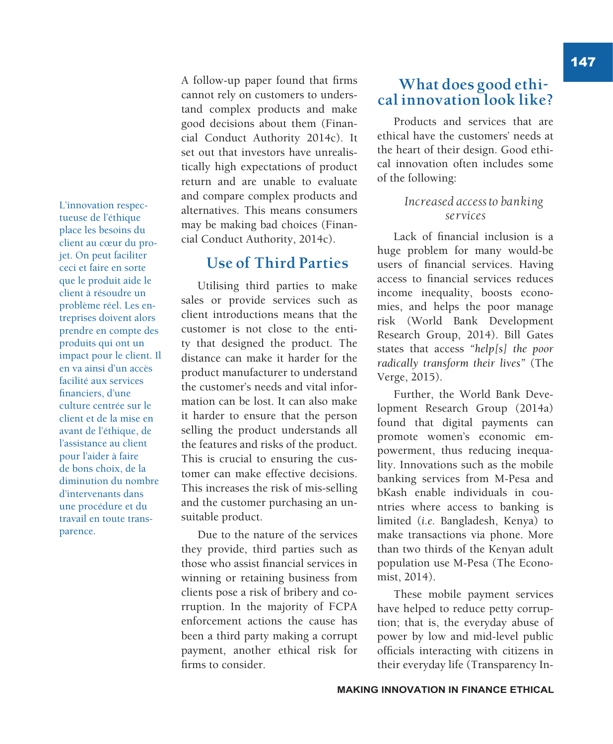L'innovation respectueuse de l'éthique place les besoins du client au cœur du projet. On peut faciliter ceci et faire en sorte que le produit aide le client à résoudre un problème réel. Les entreprises doivent alors prendre en compte des produits qui ont un impact pour le client. Il en va ainsi d'un accès facilité aux services financiers, d'une culture centrée sur le client et de la mise en avant de l'éthique, de l'assistance au client pour l'aider à faire de bons choix, de la diminution du nombre d'intervenants dans une procédure et du travail en toute transparence.

A follow-up paper found that firms cannot rely on customers to understand complex products and make good decisions about them (Financial Conduct Authority 2014c). It set out that investors have unrealistically high expectations of product return and are unable to evaluate and compare complex products and alternatives. This means consumers may be making bad choices (Financial Conduct Authority, 2014c).

## Use of Third Parties

Utilising third parties to make sales or provide services such as client introductions means that the customer is not close to the entity that designed the product. The distance can make it harder for the product manufacturer to understand the customer's needs and vital information can be lost. It can also make it harder to ensure that the person selling the product understands all the features and risks of the product. This is crucial to ensuring the customer can make effective decisions. This increases the risk of mis-selling and the customer purchasing an unsuitable product.

Due to the nature of the services they provide, third parties such as those who assist financial services in winning or retaining business from clients pose a risk of bribery and corruption. In the majority of FCPA enforcement actions the cause has been a third party making a corrupt payment, another ethical risk for firms to consider.

## What does good ethical innovation look like?

Products and services that are ethical have the customers' needs at the heart of their design. Good ethical innovation often includes some of the following:

### *Increased access to banking services*

Lack of financial inclusion is a huge problem for many would-be users of financial services. Having access to financial services reduces income inequality, boosts economies, and helps the poor manage risk (World Bank Development Research Group, 2014). Bill Gates states that access *"help[s] the poor radically transform their lives"* (The Verge, 2015).

Further, the World Bank Development Research Group (2014a) found that digital payments can promote women's economic empowerment, thus reducing inequality. Innovations such as the mobile banking services from M-Pesa and bKash enable individuals in countries where access to banking is limited (*i.e.* Bangladesh, Kenya) to make transactions via phone. More than two thirds of the Kenyan adult population use M-Pesa (The Economist, 2014).

These mobile payment services have helped to reduce petty corruption; that is, the everyday abuse of power by low and mid-level public officials interacting with citizens in their everyday life (Transparency In-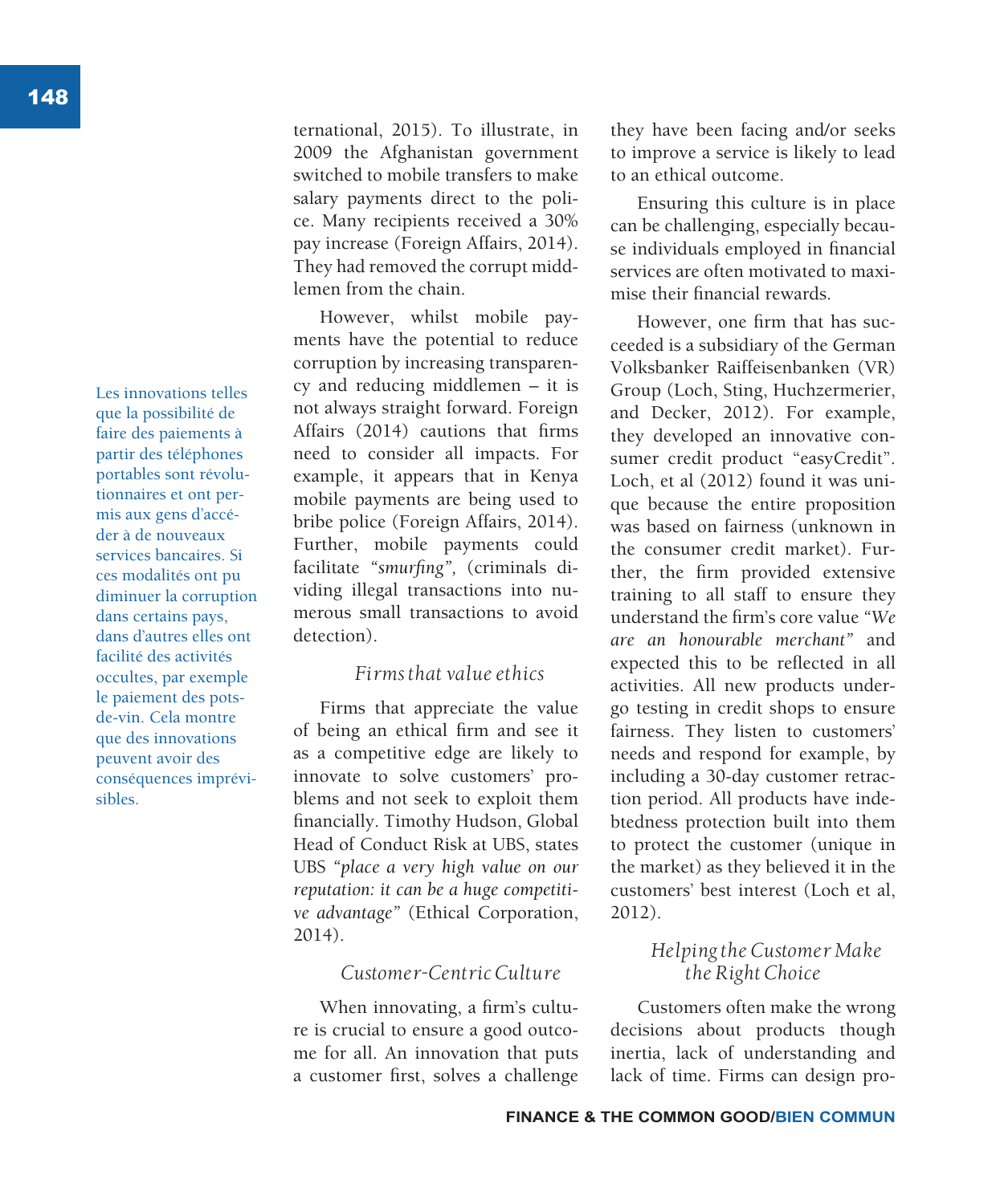ternational, 2015). To illustrate, in 2009 the Afghanistan government switched to mobile transfers to make salary payments direct to the police. Many recipients received a 30% pay increase (Foreign Affairs, 2014). They had removed the corrupt middlemen from the chain.

However, whilst mobile payments have the potential to reduce corruption by increasing transparency and reducing middlemen – it is not always straight forward. Foreign Affairs (2014) cautions that firms need to consider all impacts. For example, it appears that in Kenya mobile payments are being used to bribe police (Foreign Affairs, 2014). Further, mobile payments could facilitate *"smurfing"*, (criminals dividing illegal transactions into numerous small transactions to avoid detection).

Les innovations telles que la possibilité de faire des paiements à partir des téléphones portables sont révolutionnaires et ont permis aux gens d'accéder à de nouveaux services bancaires. Si ces modalités ont pu diminuer la corruption dans certains pays, dans d'autres elles ont facilité des activités occultes, par exemple le paiement des pots-de-vin. Cela montre que des innovations peuvent avoir des conséquences imprévisibles.

### *Firms that value ethics*

Firms that appreciate the value of being an ethical firm and see it as a competitive edge are likely to innovate to solve customers' problems and not seek to exploit them financially. Timothy Hudson, Global Head of Conduct Risk at UBS, states UBS *"place a very high value on our reputation: it can be a huge competitive advantage"* (Ethical Corporation, 2014).

### *Customer-Centric Culture*

When innovating, a firm's culture is crucial to ensure a good outcome for all. An innovation that puts a customer first, solves a challenge they have been facing and/or seeks to improve a service is likely to lead to an ethical outcome.

Ensuring this culture is in place can be challenging, especially because individuals employed in financial services are often motivated to maximise their financial rewards.

However, one firm that has succeeded is a subsidiary of the German Volksbanker Raiffeisenbanken (VR) Group (Loch, Sting, Huchzermerier, and Decker, 2012). For example, they developed an innovative consumer credit product "easyCredit". Loch, et al (2012) found it was unique because the entire proposition was based on fairness (unknown in the consumer credit market). Further, the firm provided extensive training to all staff to ensure they understand the firm's core value *"We are an honourable merchant"* and expected this to be reflected in all activities. All new products undergo testing in credit shops to ensure fairness. They listen to customers' needs and respond for example, by including a 30-day customer retraction period. All products have indebtedness protection built into them to protect the customer (unique in the market) as they believed it in the customers' best interest (Loch et al, 2012).

### *Helping the Customer Make the Right Choice*

Customers often make the wrong decisions about products though inertia, lack of understanding and lack of time. Firms can design pro-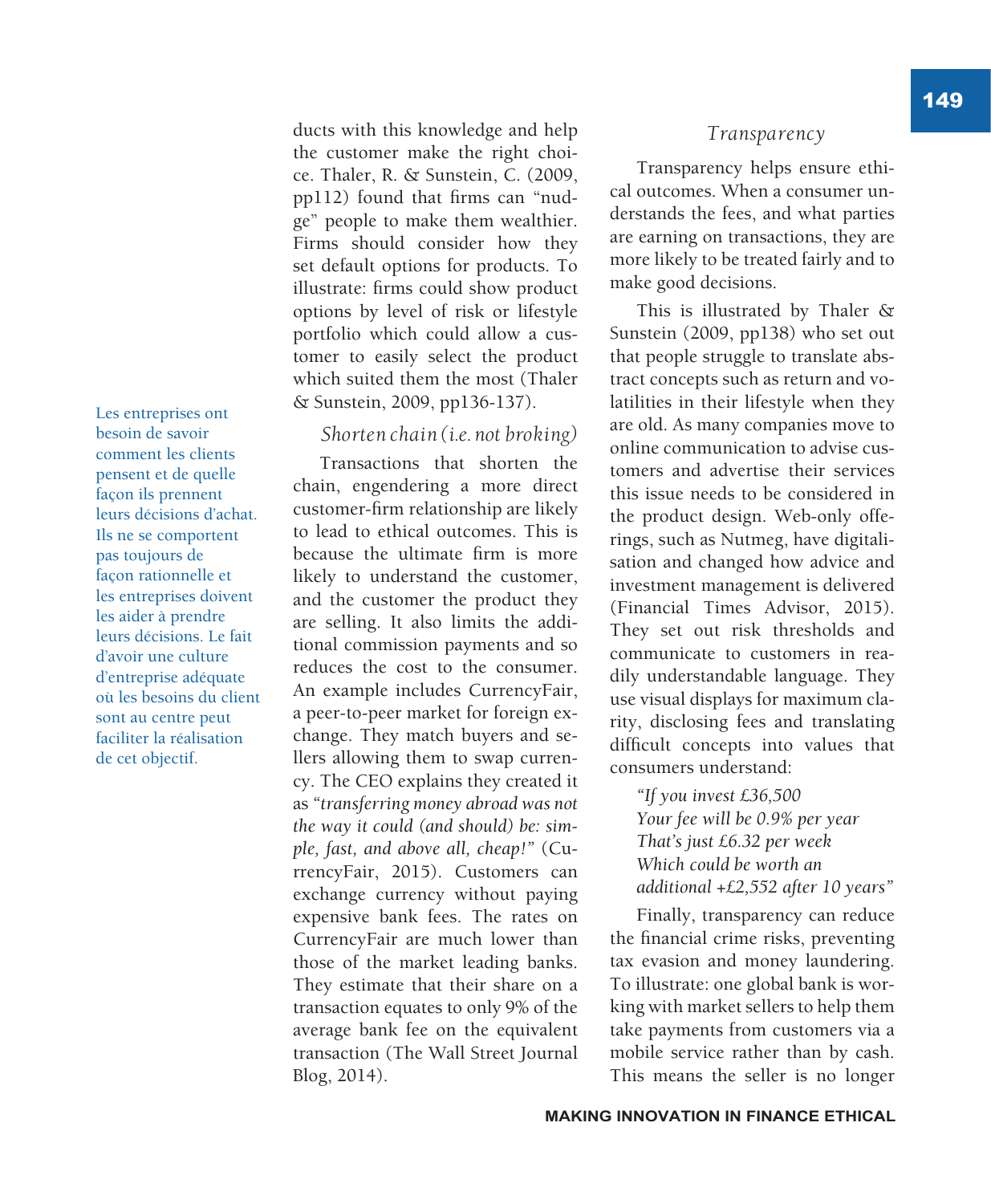Les entreprises ont besoin de savoir comment les clients pensent et de quelle façon ils prennent leurs décisions d'achat. Ils ne se comportent pas toujours de façon rationnelle et les entreprises doivent les aider à prendre leurs décisions. Le fait d'avoir une culture d'entreprise adéquate où les besoins du client sont au centre peut faciliter la réalisation de cet objectif.

ducts with this knowledge and help the customer make the right choice. Thaler, R. & Sunstein, C. (2009, pp112) found that firms can "nudge" people to make them wealthier. Firms should consider how they set default options for products. To illustrate: firms could show product options by level of risk or lifestyle portfolio which could allow a customer to easily select the product which suited them the most (Thaler & Sunstein, 2009, pp136-137).

### *Shorten chain (i.e. not broking)*

Transactions that shorten the chain, engendering a more direct customer-firm relationship are likely to lead to ethical outcomes. This is because the ultimate firm is more likely to understand the customer, and the customer the product they are selling. It also limits the additional commission payments and so reduces the cost to the consumer. An example includes CurrencyFair, a peer-to-peer market for foreign exchange. They match buyers and sellers allowing them to swap currency. The CEO explains they created it as *"transferring money abroad was not the way it could (and should) be: simple, fast, and above all, cheap!"* (CurrencyFair, 2015). Customers can exchange currency without paying expensive bank fees. The rates on CurrencyFair are much lower than those of the market leading banks. They estimate that their share on a transaction equates to only 9% of the average bank fee on the equivalent transaction (The Wall Street Journal Blog, 2014).

### *Transparency*

Transparency helps ensure ethical outcomes. When a consumer understands the fees, and what parties are earning on transactions, they are more likely to be treated fairly and to make good decisions.

This is illustrated by Thaler & Sunstein (2009, pp138) who set out that people struggle to translate abstract concepts such as return and volatilities in their lifestyle when they are old. As many companies move to online communication to advise customers and advertise their services this issue needs to be considered in the product design. Web-only offerings, such as Nutmeg, have digitalisation and changed how advice and investment management is delivered (Financial Times Advisor, 2015). They set out risk thresholds and communicate to customers in readily understandable language. They use visual displays for maximum clarity, disclosing fees and translating difficult concepts into values that consumers understand:

> *"If you invest £36,500*
> *Your fee will be 0.9% per year*
> *That's just £6.32 per week*
> *Which could be worth an*
> *additional +£2,552 after 10 years"*

Finally, transparency can reduce the financial crime risks, preventing tax evasion and money laundering. To illustrate: one global bank is working with market sellers to help them take payments from customers via a mobile service rather than by cash. This means the seller is no longer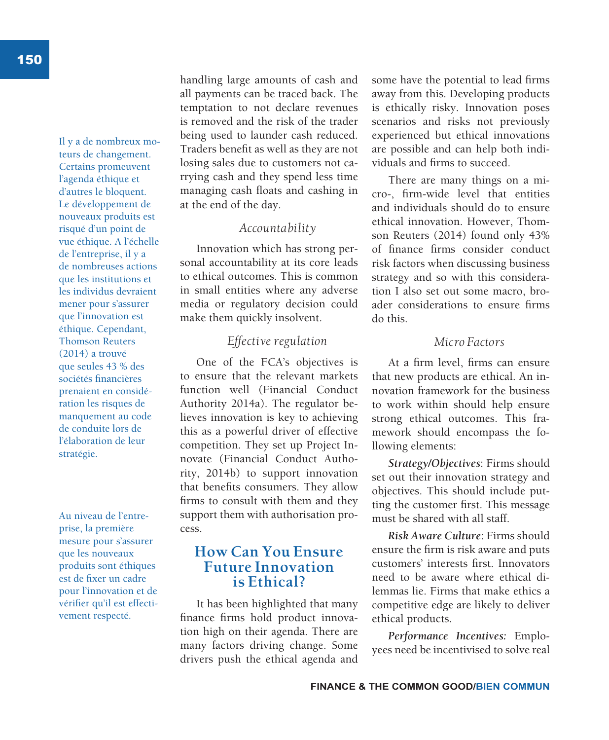Il y a de nombreux moteurs de changement. Certains promeuvent l'agenda éthique et d'autres le bloquent. Le développement de nouveaux produits est risqué d'un point de vue éthique. A l'échelle de l'entreprise, il y a de nombreuses actions que les institutions et les individus devraient mener pour s'assurer que l'innovation est éthique. Cependant, Thomson Reuters (2014) a trouvé que seules 43 % des sociétés financières prenaient en considération les risques de manquement au code de conduite lors de l'élaboration de leur stratégie.

Au niveau de l'entreprise, la première mesure pour s'assurer que les nouveaux produits sont éthiques est de fixer un cadre pour l'innovation et de vérifier qu'il est effectivement respecté.

handling large amounts of cash and all payments can be traced back. The temptation to not declare revenues is removed and the risk of the trader being used to launder cash reduced. Traders benefit as well as they are not losing sales due to customers not carrying cash and they spend less time managing cash floats and cashing in at the end of the day.

### *Accountability*

Innovation which has strong personal accountability at its core leads to ethical outcomes. This is common in small entities where any adverse media or regulatory decision could make them quickly insolvent.

### *Effective regulation*

One of the FCA's objectives is to ensure that the relevant markets function well (Financial Conduct Authority 2014a). The regulator believes innovation is key to achieving this as a powerful driver of effective competition. They set up Project Innovate (Financial Conduct Authority, 2014b) to support innovation that benefits consumers. They allow firms to consult with them and they support them with authorisation process.

## How Can You Ensure Future Innovation is Ethical?

It has been highlighted that many finance firms hold product innovation high on their agenda. There are many factors driving change. Some drivers push the ethical agenda and some have the potential to lead firms away from this. Developing products is ethically risky. Innovation poses scenarios and risks not previously experienced but ethical innovations are possible and can help both individuals and firms to succeed.

There are many things on a micro-, firm-wide level that entities and individuals should do to ensure ethical innovation. However, Thomson Reuters (2014) found only 43% of finance firms consider conduct risk factors when discussing business strategy and so with this consideration I also set out some macro, broader considerations to ensure firms do this.

### *Micro Factors*

At a firm level, firms can ensure that new products are ethical. An innovation framework for the business to work within should help ensure strong ethical outcomes. This framework should encompass the following elements:

***Strategy/Objectives***: Firms should set out their innovation strategy and objectives. This should include putting the customer first. This message must be shared with all staff.

***Risk Aware Culture***: Firms should ensure the firm is risk aware and puts customers' interests first. Innovators need to be aware where ethical dilemmas lie. Firms that make ethics a competitive edge are likely to deliver ethical products.

***Performance Incentives:*** Employees need be incentivised to solve real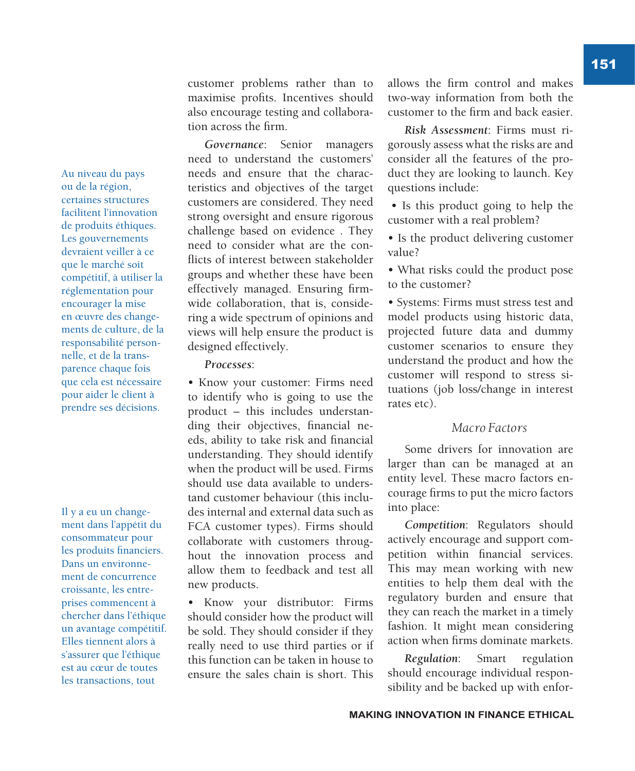customer problems rather than to maximise profits. Incentives should also encourage testing and collaboration across the firm.

***Governance***: Senior managers need to understand the customers' needs and ensure that the characteristics and objectives of the target customers are considered. They need strong oversight and ensure rigorous challenge based on evidence . They need to consider what are the conflicts of interest between stakeholder groups and whether these have been effectively managed. Ensuring firm-wide collaboration, that is, considering a wide spectrum of opinions and views will help ensure the product is designed effectively.

***Processes***:

- Know your customer: Firms need to identify who is going to use the product – this includes understanding their objectives, financial needs, ability to take risk and financial understanding. They should identify when the product will be used. Firms should use data available to understand customer behaviour (this includes internal and external data such as FCA customer types). Firms should collaborate with customers throughout the innovation process and allow them to feedback and test all new products.
- Know your distributor: Firms should consider how the product will be sold. They should consider if they really need to use third parties or if this function can be taken in house to ensure the sales chain is short. This allows the firm control and makes two-way information from both the customer to the firm and back easier.

***Risk Assessment***: Firms must rigorously assess what the risks are and consider all the features of the product they are looking to launch. Key questions include:

- Is this product going to help the customer with a real problem?
- Is the product delivering customer value?
- What risks could the product pose to the customer?
- Systems: Firms must stress test and model products using historic data, projected future data and dummy customer scenarios to ensure they understand the product and how the customer will respond to stress situations (job loss/change in interest rates etc).

### *Macro Factors*

Some drivers for innovation are larger than can be managed at an entity level. These macro factors encourage firms to put the micro factors into place:

***Competition***: Regulators should actively encourage and support competition within financial services. This may mean working with new entities to help them deal with the regulatory burden and ensure that they can reach the market in a timely fashion. It might mean considering action when firms dominate markets.

***Regulation***: Smart regulation should encourage individual responsibility and be backed up with enfor-

Au niveau du pays ou de la région, certaines structures facilitent l'innovation de produits éthiques. Les gouvernements devraient veiller à ce que le marché soit compétitif, à utiliser la réglementation pour encourager la mise en œuvre des changements de culture, de la responsabilité personnelle, et de la transparence chaque fois que cela est nécessaire pour aider le client à prendre ses décisions.

Il y a eu un changement dans l'appétit du consommateur pour les produits financiers. Dans un environnement de concurrence croissante, les entreprises commencent à chercher dans l'éthique un avantage compétitif. Elles tiennent alors à s'assurer que l'éthique est au cœur de toutes les transactions, tout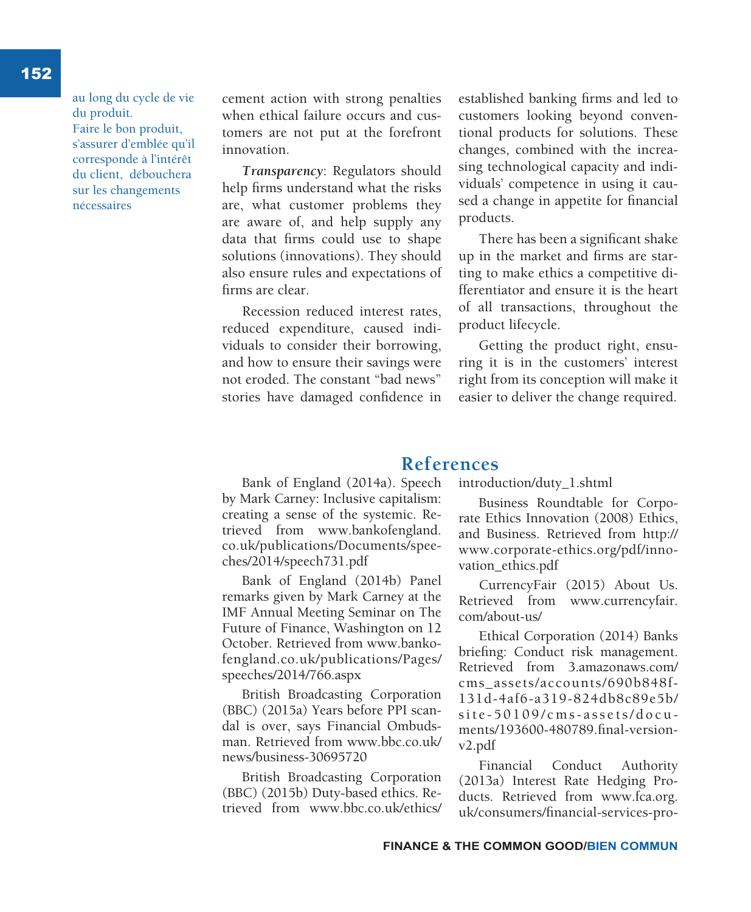au long du cycle de vie du produit.
Faire le bon produit, s'assurer d'emblée qu'il corresponde à l'intérêt du client, débouchera sur les changements nécessaires

cement action with strong penalties when ethical failure occurs and customers are not put at the forefront innovation.

***Transparency***: Regulators should help firms understand what the risks are, what customer problems they are aware of, and help supply any data that firms could use to shape solutions (innovations). They should also ensure rules and expectations of firms are clear.

Recession reduced interest rates, reduced expenditure, caused individuals to consider their borrowing, and how to ensure their savings were not eroded. The constant "bad news" stories have damaged confidence in established banking firms and led to customers looking beyond conventional products for solutions. These changes, combined with the increasing technological capacity and individuals' competence in using it caused a change in appetite for financial products.

There has been a significant shake up in the market and firms are starting to make ethics a competitive differentiator and ensure it is the heart of all transactions, throughout the product lifecycle.

Getting the product right, ensuring it is in the customers' interest right from its conception will make it easier to deliver the change required.

## References

Bank of England (2014a). Speech by Mark Carney: Inclusive capitalism: creating a sense of the systemic. Retrieved from www.bankofengland.co.uk/publications/Documents/speeches/2014/speech731.pdf

Bank of England (2014b) Panel remarks given by Mark Carney at the IMF Annual Meeting Seminar on The Future of Finance, Washington on 12 October. Retrieved from www.bankofengland.co.uk/publications/Pages/speeches/2014/766.aspx

British Broadcasting Corporation (BBC) (2015a) Years before PPI scandal is over, says Financial Ombudsman. Retrieved from www.bbc.co.uk/news/business-30695720

British Broadcasting Corporation (BBC) (2015b) Duty-based ethics. Retrieved from www.bbc.co.uk/ethics/introduction/duty_1.shtml

Business Roundtable for Corporate Ethics Innovation (2008) Ethics, and Business. Retrieved from http://www.corporate-ethics.org/pdf/innovation_ethics.pdf

CurrencyFair (2015) About Us. Retrieved from www.currencyfair.com/about-us/

Ethical Corporation (2014) Banks briefing: Conduct risk management. Retrieved from 3.amazonaws.com/cms_assets/accounts/690b848f-131d-4af6-a319-824db8c89e5b/site-50109/cms-assets/documents/193600-480789.final-version-v2.pdf

Financial Conduct Authority (2013a) Interest Rate Hedging Products. Retrieved from www.fca.org.uk/consumers/financial-services-pro-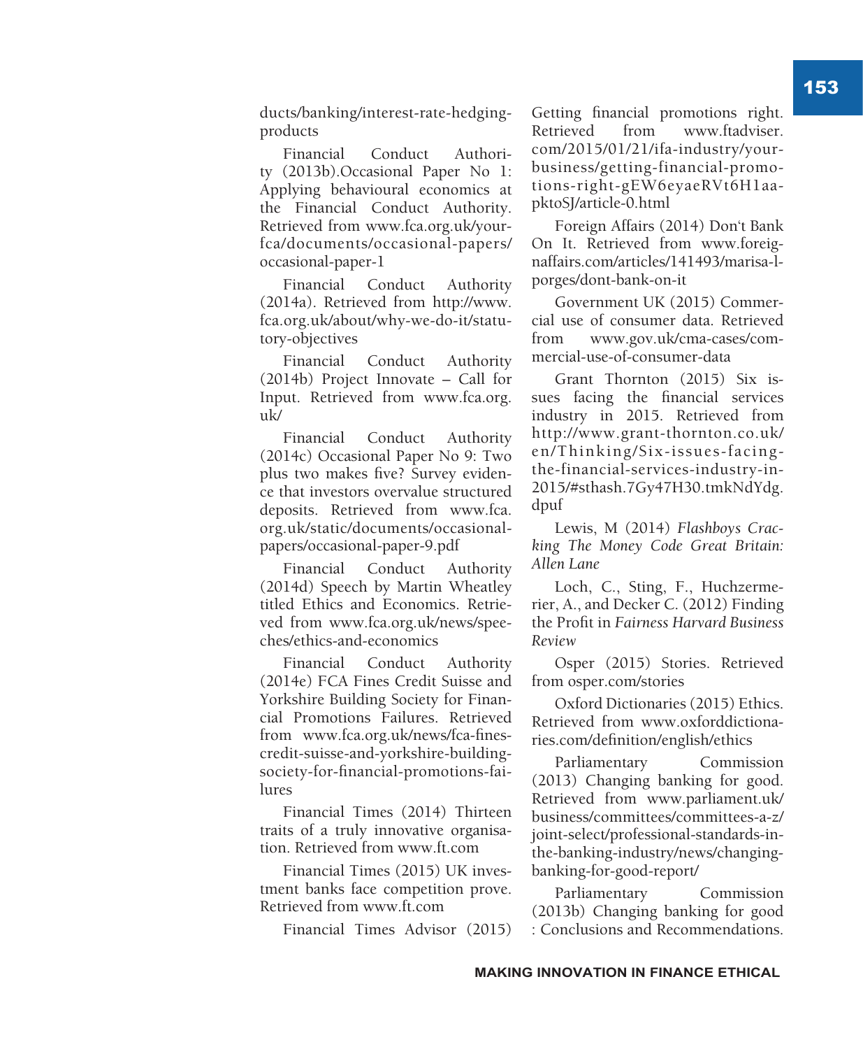ducts/banking/interest-rate-hedging-products

Financial Conduct Authority (2013b).Occasional Paper No 1: Applying behavioural economics at the Financial Conduct Authority. Retrieved from www.fca.org.uk/your-fca/documents/occasional-papers/occasional-paper-1

Financial Conduct Authority (2014a). Retrieved from http://www.fca.org.uk/about/why-we-do-it/statutory-objectives

Financial Conduct Authority (2014b) Project Innovate – Call for Input. Retrieved from www.fca.org.uk/

Financial Conduct Authority (2014c) Occasional Paper No 9: Two plus two makes five? Survey evidence that investors overvalue structured deposits. Retrieved from www.fca.org.uk/static/documents/occasional-papers/occasional-paper-9.pdf

Financial Conduct Authority (2014d) Speech by Martin Wheatley titled Ethics and Economics. Retrieved from www.fca.org.uk/news/speeches/ethics-and-economics

Financial Conduct Authority (2014e) FCA Fines Credit Suisse and Yorkshire Building Society for Financial Promotions Failures. Retrieved from www.fca.org.uk/news/fca-fines-credit-suisse-and-yorkshire-building-society-for-financial-promotions-failures

Financial Times (2014) Thirteen traits of a truly innovative organisation. Retrieved from www.ft.com

Financial Times (2015) UK investment banks face competition prove. Retrieved from www.ft.com

Financial Times Advisor (2015) Getting financial promotions right. Retrieved from www.ftadviser.com/2015/01/21/ifa-industry/your-business/getting-financial-promotions-right-gEW6eyaeRVt6H1aapktoSJ/article-0.html

Foreign Affairs (2014) Don't Bank On It. Retrieved from www.foreignaffairs.com/articles/141493/marisa-l-porges/dont-bank-on-it

Government UK (2015) Commercial use of consumer data. Retrieved from www.gov.uk/cma-cases/commercial-use-of-consumer-data

Grant Thornton (2015) Six issues facing the financial services industry in 2015. Retrieved from http://www.grant-thornton.co.uk/en/Thinking/Six-issues-facing-the-financial-services-industry-in-2015/#sthash.7Gy47H30.tmkNdYdg.dpuf

Lewis, M (2014) *Flashboys Cracking The Money Code Great Britain: Allen Lane*

Loch, C., Sting, F., Huchzermerier, A., and Decker C. (2012) Finding the Profit in *Fairness Harvard Business Review*

Osper (2015) Stories. Retrieved from osper.com/stories

Oxford Dictionaries (2015) Ethics. Retrieved from www.oxforddictionaries.com/definition/english/ethics

Parliamentary Commission (2013) Changing banking for good. Retrieved from www.parliament.uk/business/committees/committees-a-z/joint-select/professional-standards-in-the-banking-industry/news/changing-banking-for-good-report/

Parliamentary Commission (2013b) Changing banking for good : Conclusions and Recommendations.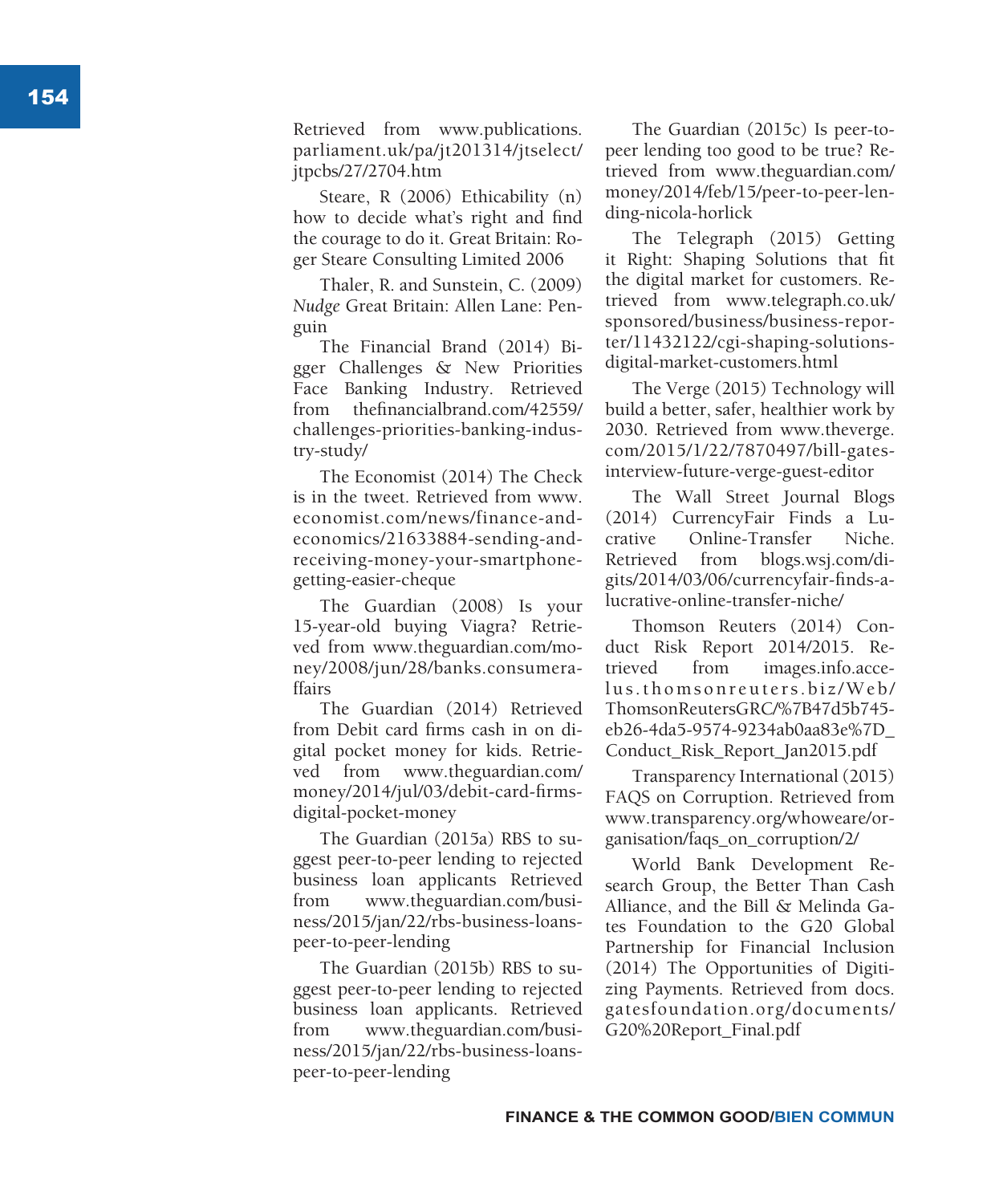Retrieved from www.publications.parliament.uk/pa/jt201314/jtselect/jtpcbs/27/2704.htm

Steare, R (2006) Ethicability (n) how to decide what's right and find the courage to do it. Great Britain: Roger Steare Consulting Limited 2006

Thaler, R. and Sunstein, C. (2009) *Nudge* Great Britain: Allen Lane: Penguin

The Financial Brand (2014) Bigger Challenges & New Priorities Face Banking Industry. Retrieved from thefinancialbrand.com/42559/challenges-priorities-banking-industry-study/

The Economist (2014) The Check is in the tweet. Retrieved from www.economist.com/news/finance-and-economics/21633884-sending-and-receiving-money-your-smartphone-getting-easier-cheque

The Guardian (2008) Is your 15-year-old buying Viagra? Retrieved from www.theguardian.com/money/2008/jun/28/banks.consumeraffairs

The Guardian (2014) Retrieved from Debit card firms cash in on digital pocket money for kids. Retrieved from www.theguardian.com/money/2014/jul/03/debit-card-firms-digital-pocket-money

The Guardian (2015a) RBS to suggest peer-to-peer lending to rejected business loan applicants Retrieved from www.theguardian.com/business/2015/jan/22/rbs-business-loans-peer-to-peer-lending

The Guardian (2015b) RBS to suggest peer-to-peer lending to rejected business loan applicants. Retrieved from www.theguardian.com/business/2015/jan/22/rbs-business-loans-peer-to-peer-lending

The Guardian (2015c) Is peer-to-peer lending too good to be true? Retrieved from www.theguardian.com/money/2014/feb/15/peer-to-peer-lending-nicola-horlick

The Telegraph (2015) Getting it Right: Shaping Solutions that fit the digital market for customers. Retrieved from www.telegraph.co.uk/sponsored/business/business-reporter/11432122/cgi-shaping-solutions-digital-market-customers.html

The Verge (2015) Technology will build a better, safer, healthier work by 2030. Retrieved from www.theverge.com/2015/1/22/7870497/bill-gates-interview-future-verge-guest-editor

The Wall Street Journal Blogs (2014) CurrencyFair Finds a Lucrative Online-Transfer Niche. Retrieved from blogs.wsj.com/digits/2014/03/06/currencyfair-finds-a-lucrative-online-transfer-niche/

Thomson Reuters (2014) Conduct Risk Report 2014/2015. Retrieved from images.info.accelus.thomsonreuters.biz/Web/ThomsonReutersGRC/%7B47d5b745-eb26-4da5-9574-9234ab0aa83e%7D_Conduct_Risk_Report_Jan2015.pdf

Transparency International (2015) FAQS on Corruption. Retrieved from www.transparency.org/whoweare/organisation/faqs_on_corruption/2/

World Bank Development Research Group, the Better Than Cash Alliance, and the Bill & Melinda Gates Foundation to the G20 Global Partnership for Financial Inclusion (2014) The Opportunities of Digitizing Payments. Retrieved from docs.gatesfoundation.org/documents/G20%20Report_Final.pdf